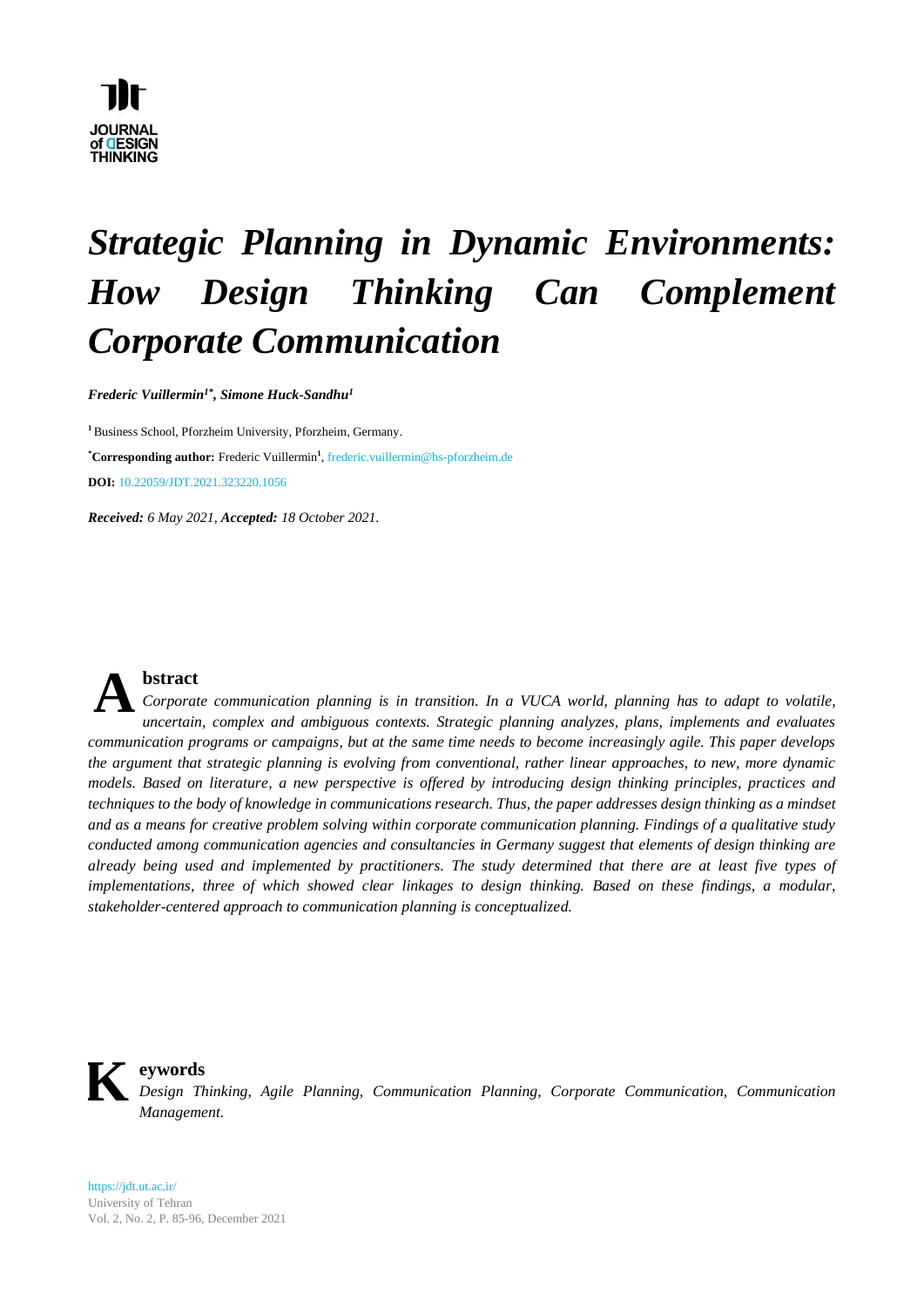# *Strategic Planning in Dynamic Environments: How Design Thinking Can Complement Corporate Communication*

***Frederic Vuillermin[1*], Simone Huck-Sandhu[1]***

[1] Business School, Pforzheim University, Pforzheim, Germany.

**[*]Corresponding author:** Frederic Vuillermin[1], frederic.vuillermin@hs-pforzheim.de

**DOI:** 10.22059/JDT.2021.323220.1056

***Received:** 6 May 2021, **Accepted:** 18 October 2021.*

## Abstract

*Corporate communication planning is in transition. In a VUCA world, planning has to adapt to volatile, uncertain, complex and ambiguous contexts. Strategic planning analyzes, plans, implements and evaluates communication programs or campaigns, but at the same time needs to become increasingly agile. This paper develops the argument that strategic planning is evolving from conventional, rather linear approaches, to new, more dynamic models. Based on literature, a new perspective is offered by introducing design thinking principles, practices and techniques to the body of knowledge in communications research. Thus, the paper addresses design thinking as a mindset and as a means for creative problem solving within corporate communication planning. Findings of a qualitative study conducted among communication agencies and consultancies in Germany suggest that elements of design thinking are already being used and implemented by practitioners. The study determined that there are at least five types of implementations, three of which showed clear linkages to design thinking. Based on these findings, a modular, stakeholder-centered approach to communication planning is conceptualized.*

## Keywords

*Design Thinking, Agile Planning, Communication Planning, Corporate Communication, Communication Management.*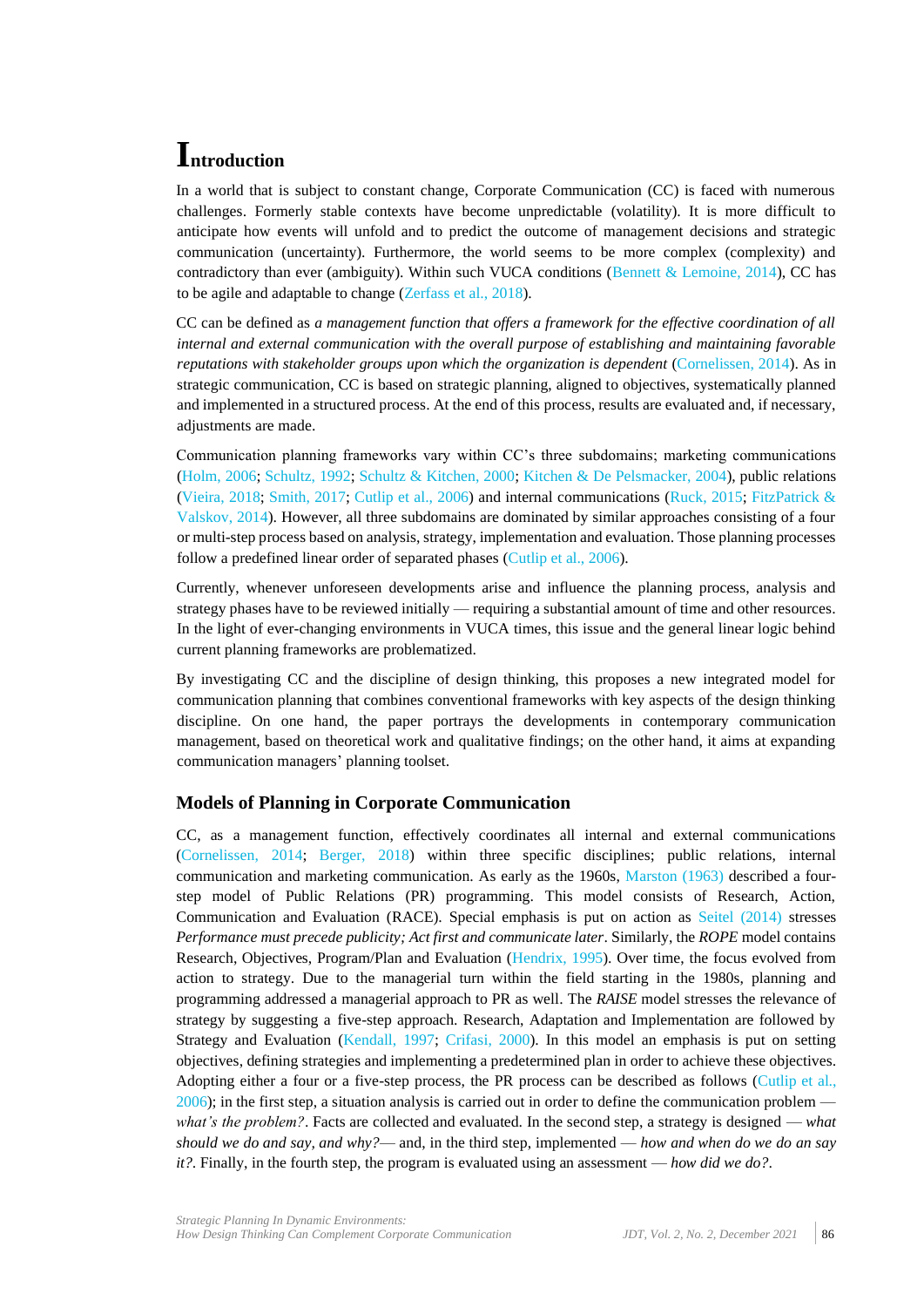# Introduction

In a world that is subject to constant change, Corporate Communication (CC) is faced with numerous challenges. Formerly stable contexts have become unpredictable (volatility). It is more difficult to anticipate how events will unfold and to predict the outcome of management decisions and strategic communication (uncertainty). Furthermore, the world seems to be more complex (complexity) and contradictory than ever (ambiguity). Within such VUCA conditions (Bennett & Lemoine, 2014), CC has to be agile and adaptable to change (Zerfass et al., 2018).

CC can be defined as *a management function that offers a framework for the effective coordination of all internal and external communication with the overall purpose of establishing and maintaining favorable reputations with stakeholder groups upon which the organization is dependent* (Cornelissen, 2014). As in strategic communication, CC is based on strategic planning, aligned to objectives, systematically planned and implemented in a structured process. At the end of this process, results are evaluated and, if necessary, adjustments are made.

Communication planning frameworks vary within CC's three subdomains; marketing communications (Holm, 2006; Schultz, 1992; Schultz & Kitchen, 2000; Kitchen & De Pelsmacker, 2004), public relations (Vieira, 2018; Smith, 2017; Cutlip et al., 2006) and internal communications (Ruck, 2015; FitzPatrick & Valskov, 2014). However, all three subdomains are dominated by similar approaches consisting of a four or multi-step process based on analysis, strategy, implementation and evaluation. Those planning processes follow a predefined linear order of separated phases (Cutlip et al., 2006).

Currently, whenever unforeseen developments arise and influence the planning process, analysis and strategy phases have to be reviewed initially — requiring a substantial amount of time and other resources. In the light of ever-changing environments in VUCA times, this issue and the general linear logic behind current planning frameworks are problematized.

By investigating CC and the discipline of design thinking, this proposes a new integrated model for communication planning that combines conventional frameworks with key aspects of the design thinking discipline. On one hand, the paper portrays the developments in contemporary communication management, based on theoretical work and qualitative findings; on the other hand, it aims at expanding communication managers' planning toolset.

## Models of Planning in Corporate Communication

CC, as a management function, effectively coordinates all internal and external communications (Cornelissen, 2014; Berger, 2018) within three specific disciplines; public relations, internal communication and marketing communication. As early as the 1960s, Marston (1963) described a four-step model of Public Relations (PR) programming. This model consists of Research, Action, Communication and Evaluation (RACE). Special emphasis is put on action as Seitel (2014) stresses *Performance must precede publicity; Act first and communicate later*. Similarly, the *ROPE* model contains Research, Objectives, Program/Plan and Evaluation (Hendrix, 1995). Over time, the focus evolved from action to strategy. Due to the managerial turn within the field starting in the 1980s, planning and programming addressed a managerial approach to PR as well. The *RAISE* model stresses the relevance of strategy by suggesting a five-step approach. Research, Adaptation and Implementation are followed by Strategy and Evaluation (Kendall, 1997; Crifasi, 2000). In this model an emphasis is put on setting objectives, defining strategies and implementing a predetermined plan in order to achieve these objectives. Adopting either a four or a five-step process, the PR process can be described as follows (Cutlip et al., 2006); in the first step, a situation analysis is carried out in order to define the communication problem — *what's the problem?*. Facts are collected and evaluated. In the second step, a strategy is designed — *what should we do and say, and why?*— and, in the third step, implemented — *how and when do we do an say it?*. Finally, in the fourth step, the program is evaluated using an assessment — *how did we do?*.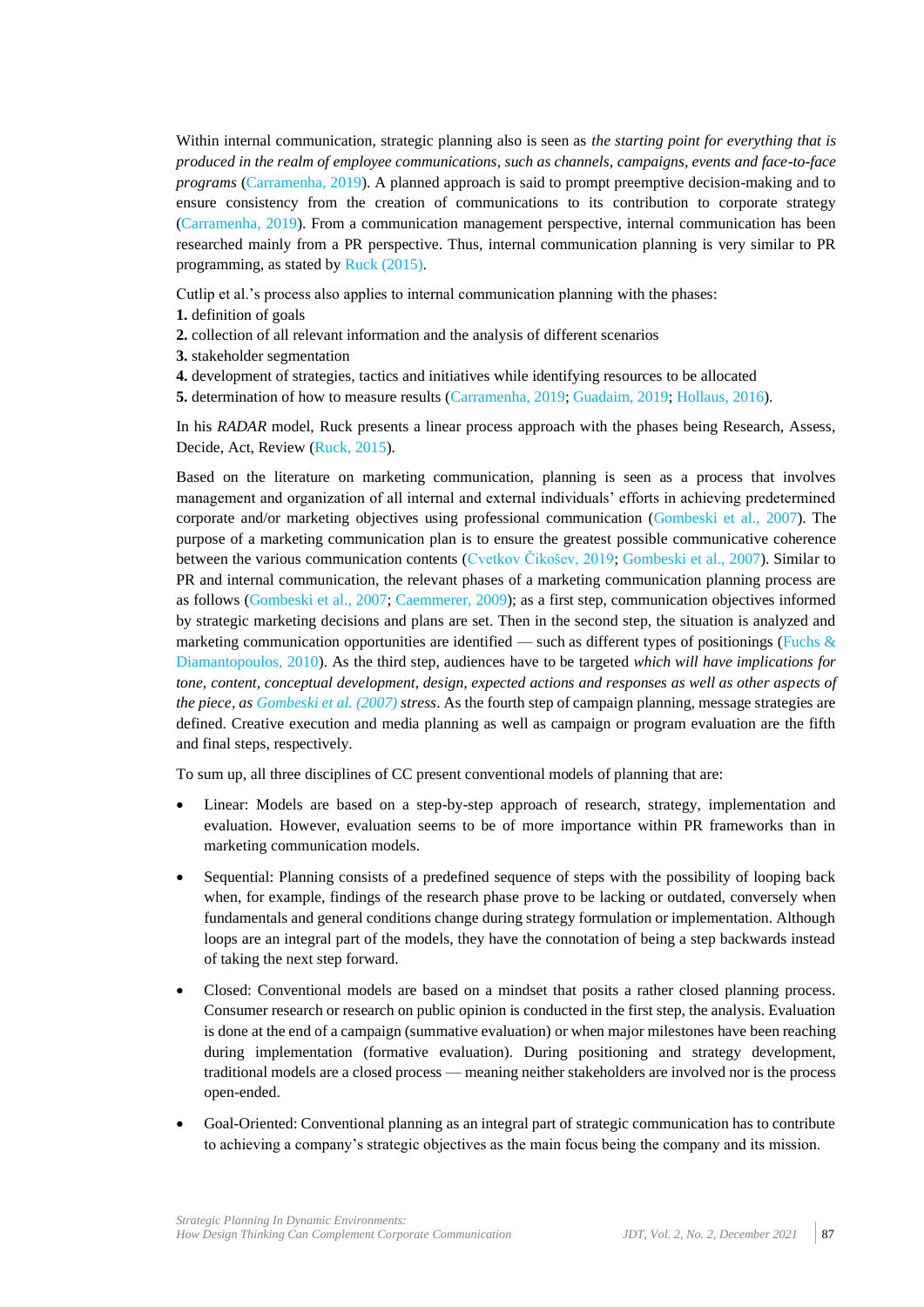Within internal communication, strategic planning also is seen as *the starting point for everything that is produced in the realm of employee communications, such as channels, campaigns, events and face-to-face programs* (Carramenha, 2019). A planned approach is said to prompt preemptive decision-making and to ensure consistency from the creation of communications to its contribution to corporate strategy (Carramenha, 2019). From a communication management perspective, internal communication has been researched mainly from a PR perspective. Thus, internal communication planning is very similar to PR programming, as stated by Ruck (2015).

Cutlip et al.'s process also applies to internal communication planning with the phases:
**1.** definition of goals
**2.** collection of all relevant information and the analysis of different scenarios
**3.** stakeholder segmentation
**4.** development of strategies, tactics and initiatives while identifying resources to be allocated
**5.** determination of how to measure results (Carramenha, 2019; Guadaim, 2019; Hollaus, 2016).

In his *RADAR* model, Ruck presents a linear process approach with the phases being Research, Assess, Decide, Act, Review (Ruck, 2015).

Based on the literature on marketing communication, planning is seen as a process that involves management and organization of all internal and external individuals' efforts in achieving predetermined corporate and/or marketing objectives using professional communication (Gombeski et al., 2007). The purpose of a marketing communication plan is to ensure the greatest possible communicative coherence between the various communication contents (Cvetkov Čikošev, 2019; Gombeski et al., 2007). Similar to PR and internal communication, the relevant phases of a marketing communication planning process are as follows (Gombeski et al., 2007; Caemmerer, 2009); as a first step, communication objectives informed by strategic marketing decisions and plans are set. Then in the second step, the situation is analyzed and marketing communication opportunities are identified — such as different types of positionings (Fuchs & Diamantopoulos, 2010). As the third step, audiences have to be targeted *which will have implications for tone, content, conceptual development, design, expected actions and responses as well as other aspects of the piece, as Gombeski et al. (2007) stress*. As the fourth step of campaign planning, message strategies are defined. Creative execution and media planning as well as campaign or program evaluation are the fifth and final steps, respectively.

To sum up, all three disciplines of CC present conventional models of planning that are:

- Linear: Models are based on a step-by-step approach of research, strategy, implementation and evaluation. However, evaluation seems to be of more importance within PR frameworks than in marketing communication models.
- Sequential: Planning consists of a predefined sequence of steps with the possibility of looping back when, for example, findings of the research phase prove to be lacking or outdated, conversely when fundamentals and general conditions change during strategy formulation or implementation. Although loops are an integral part of the models, they have the connotation of being a step backwards instead of taking the next step forward.
- Closed: Conventional models are based on a mindset that posits a rather closed planning process. Consumer research or research on public opinion is conducted in the first step, the analysis. Evaluation is done at the end of a campaign (summative evaluation) or when major milestones have been reaching during implementation (formative evaluation). During positioning and strategy development, traditional models are a closed process — meaning neither stakeholders are involved nor is the process open-ended.
- Goal-Oriented: Conventional planning as an integral part of strategic communication has to contribute to achieving a company's strategic objectives as the main focus being the company and its mission.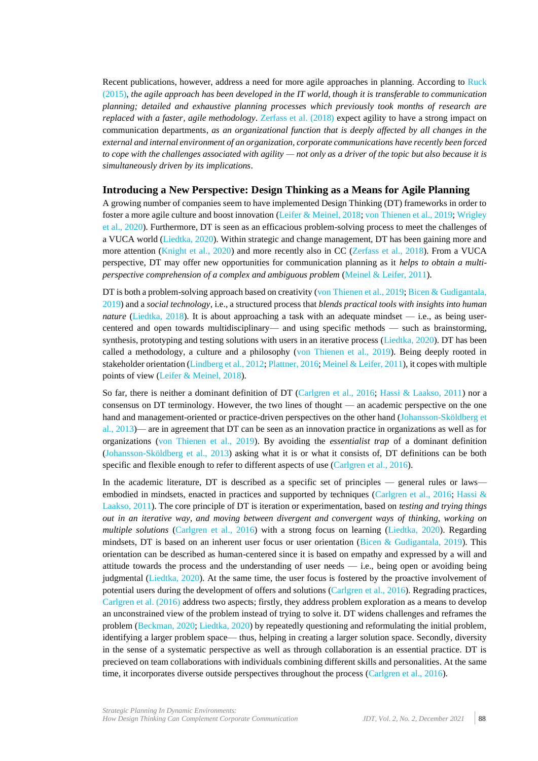Recent publications, however, address a need for more agile approaches in planning. According to Ruck (2015), *the agile approach has been developed in the IT world, though it is transferable to communication planning; detailed and exhaustive planning processes which previously took months of research are replaced with a faster, agile methodology*. Zerfass et al. (2018) expect agility to have a strong impact on communication departments, *as an organizational function that is deeply affected by all changes in the external and internal environment of an organization, corporate communications have recently been forced to cope with the challenges associated with agility — not only as a driver of the topic but also because it is simultaneously driven by its implications*.

## Introducing a New Perspective: Design Thinking as a Means for Agile Planning

A growing number of companies seem to have implemented Design Thinking (DT) frameworks in order to foster a more agile culture and boost innovation (Leifer & Meinel, 2018; von Thienen et al., 2019; Wrigley et al., 2020). Furthermore, DT is seen as an efficacious problem-solving process to meet the challenges of a VUCA world (Liedtka, 2020). Within strategic and change management, DT has been gaining more and more attention (Knight et al., 2020) and more recently also in CC (Zerfass et al., 2018). From a VUCA perspective, DT may offer new opportunities for communication planning as it *helps to obtain a multi-perspective comprehension of a complex and ambiguous problem* (Meinel & Leifer, 2011).

DT is both a problem-solving approach based on creativity (von Thienen et al., 2019; Bicen & Gudigantala, 2019) and a *social technology*, i.e., a structured process that *blends practical tools with insights into human nature* (Liedtka, 2018). It is about approaching a task with an adequate mindset — i.e., as being user-centered and open towards multidisciplinary— and using specific methods — such as brainstorming, synthesis, prototyping and testing solutions with users in an iterative process (Liedtka, 2020). DT has been called a methodology, a culture and a philosophy (von Thienen et al., 2019). Being deeply rooted in stakeholder orientation (Lindberg et al., 2012; Plattner, 2016; Meinel & Leifer, 2011), it copes with multiple points of view (Leifer & Meinel, 2018).

So far, there is neither a dominant definition of DT (Carlgren et al., 2016; Hassi & Laakso, 2011) nor a consensus on DT terminology. However, the two lines of thought — an academic perspective on the one hand and management-oriented or practice-driven perspectives on the other hand (Johansson-Sköldberg et al., 2013)— are in agreement that DT can be seen as an innovation practice in organizations as well as for organizations (von Thienen et al., 2019). By avoiding the *essentialist trap* of a dominant definition (Johansson-Sköldberg et al., 2013) asking what it is or what it consists of, DT definitions can be both specific and flexible enough to refer to different aspects of use (Carlgren et al., 2016).

In the academic literature, DT is described as a specific set of principles — general rules or laws— embodied in mindsets, enacted in practices and supported by techniques (Carlgren et al., 2016; Hassi & Laakso, 2011). The core principle of DT is iteration or experimentation, based on *testing and trying things out in an iterative way, and moving between divergent and convergent ways of thinking, working on multiple solutions* (Carlgren et al., 2016) with a strong focus on learning (Liedtka, 2020). Regarding mindsets, DT is based on an inherent user focus or user orientation (Bicen & Gudigantala, 2019). This orientation can be described as human-centered since it is based on empathy and expressed by a will and attitude towards the process and the understanding of user needs — i.e., being open or avoiding being judgmental (Liedtka, 2020). At the same time, the user focus is fostered by the proactive involvement of potential users during the development of offers and solutions (Carlgren et al., 2016). Regrading practices, Carlgren et al. (2016) address two aspects; firstly, they address problem exploration as a means to develop an unconstrained view of the problem instead of trying to solve it. DT widens challenges and reframes the problem (Beckman, 2020; Liedtka, 2020) by repeatedly questioning and reformulating the initial problem, identifying a larger problem space— thus, helping in creating a larger solution space. Secondly, diversity in the sense of a systematic perspective as well as through collaboration is an essential practice. DT is precieved on team collaborations with individuals combining different skills and personalities. At the same time, it incorporates diverse outside perspectives throughout the process (Carlgren et al., 2016).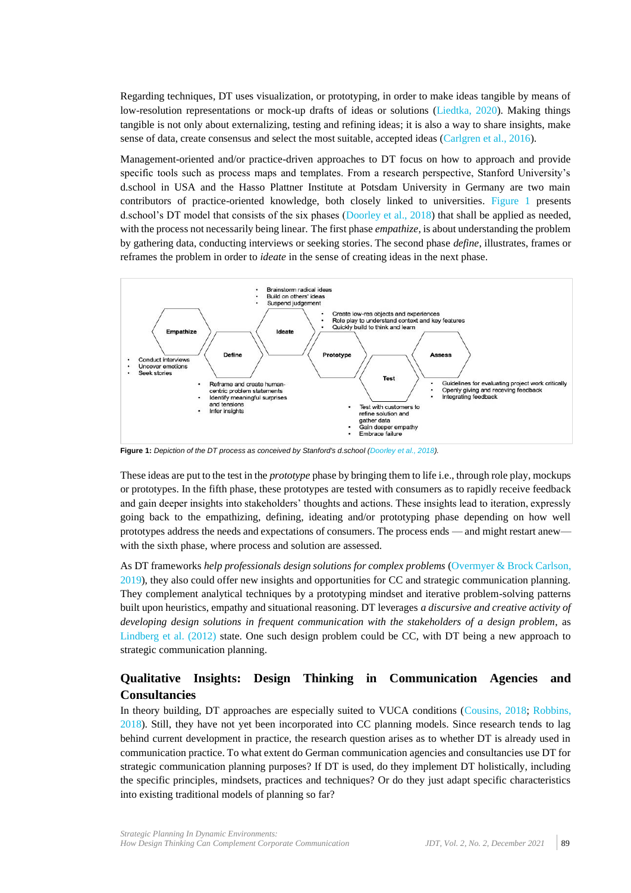Regarding techniques, DT uses visualization, or prototyping, in order to make ideas tangible by means of low-resolution representations or mock-up drafts of ideas or solutions (Liedtka, 2020). Making things tangible is not only about externalizing, testing and refining ideas; it is also a way to share insights, make sense of data, create consensus and select the most suitable, accepted ideas (Carlgren et al., 2016).

Management-oriented and/or practice-driven approaches to DT focus on how to approach and provide specific tools such as process maps and templates. From a research perspective, Stanford University's d.school in USA and the Hasso Plattner Institute at Potsdam University in Germany are two main contributors of practice-oriented knowledge, both closely linked to universities. Figure 1 presents d.school's DT model that consists of the six phases (Doorley et al., 2018) that shall be applied as needed, with the process not necessarily being linear. The first phase *empathize*, is about understanding the problem by gathering data, conducting interviews or seeking stories. The second phase *define*, illustrates, frames or reframes the problem in order to *ideate* in the sense of creating ideas in the next phase.

**Figure 1:** *Depiction of the DT process as conceived by Stanford's d.school (Doorley et al., 2018).*

These ideas are put to the test in the *prototype* phase by bringing them to life i.e., through role play, mockups or prototypes. In the fifth phase, these prototypes are tested with consumers as to rapidly receive feedback and gain deeper insights into stakeholders' thoughts and actions. These insights lead to iteration, expressly going back to the empathizing, defining, ideating and/or prototyping phase depending on how well prototypes address the needs and expectations of consumers. The process ends — and might restart anew— with the sixth phase, where process and solution are assessed.

As DT frameworks *help professionals design solutions for complex problems* (Overmyer & Brock Carlson, 2019), they also could offer new insights and opportunities for CC and strategic communication planning. They complement analytical techniques by a prototyping mindset and iterative problem-solving patterns built upon heuristics, empathy and situational reasoning. DT leverages *a discursive and creative activity of developing design solutions in frequent communication with the stakeholders of a design problem*, as Lindberg et al. (2012) state. One such design problem could be CC, with DT being a new approach to strategic communication planning.

## Qualitative Insights: Design Thinking in Communication Agencies and Consultancies

In theory building, DT approaches are especially suited to VUCA conditions (Cousins, 2018; Robbins, 2018). Still, they have not yet been incorporated into CC planning models. Since research tends to lag behind current development in practice, the research question arises as to whether DT is already used in communication practice. To what extent do German communication agencies and consultancies use DT for strategic communication planning purposes? If DT is used, do they implement DT holistically, including the specific principles, mindsets, practices and techniques? Or do they just adapt specific characteristics into existing traditional models of planning so far?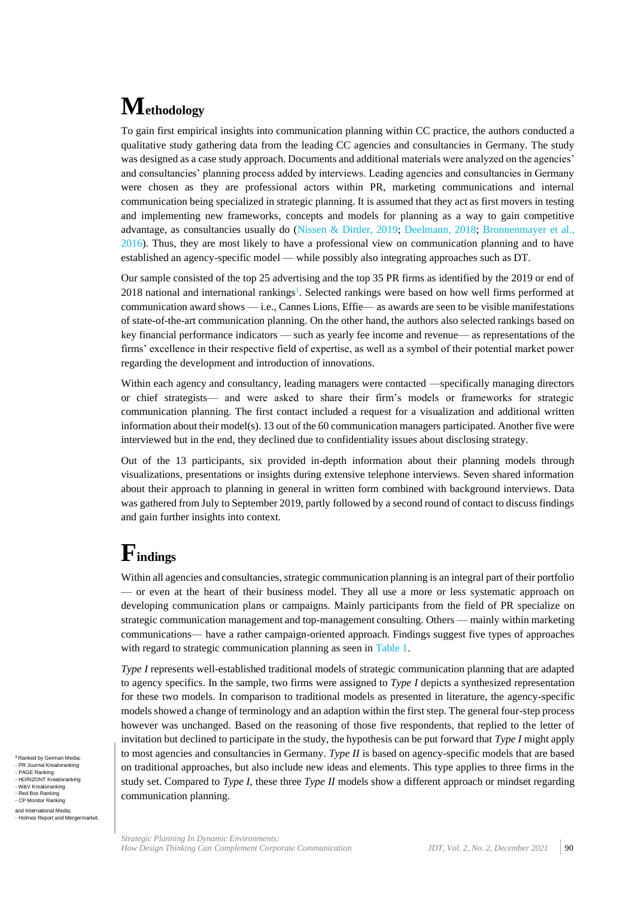# Methodology

To gain first empirical insights into communication planning within CC practice, the authors conducted a qualitative study gathering data from the leading CC agencies and consultancies in Germany. The study was designed as a case study approach. Documents and additional materials were analyzed on the agencies' and consultancies' planning process added by interviews. Leading agencies and consultancies in Germany were chosen as they are professional actors within PR, marketing communications and internal communication being specialized in strategic planning. It is assumed that they act as first movers in testing and implementing new frameworks, concepts and models for planning as a way to gain competitive advantage, as consultancies usually do (Nissen & Dittler, 2019; Deelmann, 2018; Bronnenmayer et al., 2016). Thus, they are most likely to have a professional view on communication planning and to have established an agency-specific model — while possibly also integrating approaches such as DT.

Our sample consisted of the top 25 advertising and the top 35 PR firms as identified by the 2019 or end of 2018 national and international rankings[1]. Selected rankings were based on how well firms performed at communication award shows — i.e., Cannes Lions, Effie— as awards are seen to be visible manifestations of state-of-the-art communication planning. On the other hand, the authors also selected rankings based on key financial performance indicators — such as yearly fee income and revenue— as representations of the firms' excellence in their respective field of expertise, as well as a symbol of their potential market power regarding the development and introduction of innovations.

Within each agency and consultancy, leading managers were contacted —specifically managing directors or chief strategists— and were asked to share their firm's models or frameworks for strategic communication planning. The first contact included a request for a visualization and additional written information about their model(s). 13 out of the 60 communication managers participated. Another five were interviewed but in the end, they declined due to confidentiality issues about disclosing strategy.

Out of the 13 participants, six provided in-depth information about their planning models through visualizations, presentations or insights during extensive telephone interviews. Seven shared information about their approach to planning in general in written form combined with background interviews. Data was gathered from July to September 2019, partly followed by a second round of contact to discuss findings and gain further insights into context.

# Findings

Within all agencies and consultancies, strategic communication planning is an integral part of their portfolio — or even at the heart of their business model. They all use a more or less systematic approach on developing communication plans or campaigns. Mainly participants from the field of PR specialize on strategic communication management and top-management consulting. Others — mainly within marketing communications— have a rather campaign-oriented approach. Findings suggest five types of approaches with regard to strategic communication planning as seen in Table 1.

*Type I* represents well-established traditional models of strategic communication planning that are adapted to agency specifics. In the sample, two firms were assigned to *Type I* depicts a synthesized representation for these two models. In comparison to traditional models as presented in literature, the agency-specific models showed a change of terminology and an adaption within the first step. The general four-step process however was unchanged. Based on the reasoning of those five respondents, that replied to the letter of invitation but declined to participate in the study, the hypothesis can be put forward that *Type I* might apply to most agencies and consultancies in Germany. *Type II* is based on agency-specific models that are based on traditional approaches, but also include new ideas and elements. This type applies to three firms in the study set. Compared to *Type I*, these three *Type II* models show a different approach or mindset regarding communication planning.

[1] Ranked by German Media;
- PR Journal Kreativranking
- PAGE Ranking
- HORIZONT Kreativranking
- W&V Kreativranking
- Red Box Ranking
- CP Monitor Ranking

and International Media;
- Holmes Report and Mergermarket.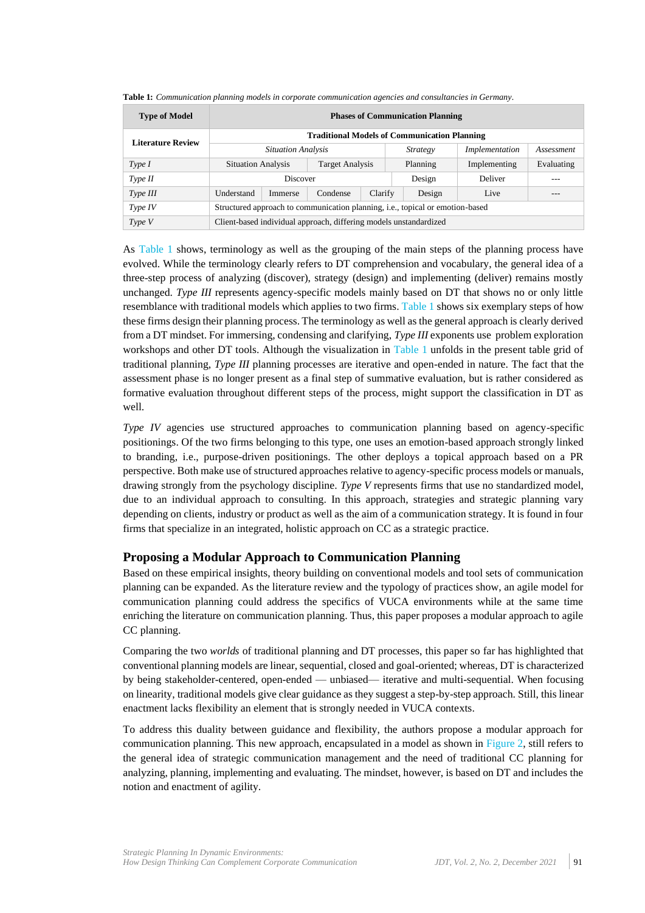**Table 1:** *Communication planning models in corporate communication agencies and consultancies in Germany*.

| Type of Model | Phases of Communication Planning | | | | | | |
|---|---|---|---|---|---|---|---|
| Literature Review | Traditional Models of Communication Planning | | | | | | |
| | *Situation Analysis* | | | | *Strategy* | *Implementation* | *Assessment* |
| *Type I* | Situation Analysis | | Target Analysis | | Planning | Implementing | Evaluating |
| *Type II* | Discover | | | | Design | Deliver | --- |
| *Type III* | Understand | Immerse | Condense | Clarify | Design | Live | --- |
| *Type IV* | Structured approach to communication planning, i.e., topical or emotion-based | | | | | | |
| *Type V* | Client-based individual approach, differing models unstandardized | | | | | | |

As Table 1 shows, terminology as well as the grouping of the main steps of the planning process have evolved. While the terminology clearly refers to DT comprehension and vocabulary, the general idea of a three-step process of analyzing (discover), strategy (design) and implementing (deliver) remains mostly unchanged. *Type III* represents agency-specific models mainly based on DT that shows no or only little resemblance with traditional models which applies to two firms. Table 1 shows six exemplary steps of how these firms design their planning process. The terminology as well as the general approach is clearly derived from a DT mindset. For immersing, condensing and clarifying, *Type III* exponents use problem exploration workshops and other DT tools. Although the visualization in Table 1 unfolds in the present table grid of traditional planning, *Type III* planning processes are iterative and open-ended in nature. The fact that the assessment phase is no longer present as a final step of summative evaluation, but is rather considered as formative evaluation throughout different steps of the process, might support the classification in DT as well.

*Type IV* agencies use structured approaches to communication planning based on agency-specific positionings. Of the two firms belonging to this type, one uses an emotion-based approach strongly linked to branding, i.e., purpose-driven positionings. The other deploys a topical approach based on a PR perspective. Both make use of structured approaches relative to agency-specific process models or manuals, drawing strongly from the psychology discipline. *Type V* represents firms that use no standardized model, due to an individual approach to consulting. In this approach, strategies and strategic planning vary depending on clients, industry or product as well as the aim of a communication strategy. It is found in four firms that specialize in an integrated, holistic approach on CC as a strategic practice.

## Proposing a Modular Approach to Communication Planning

Based on these empirical insights, theory building on conventional models and tool sets of communication planning can be expanded. As the literature review and the typology of practices show, an agile model for communication planning could address the specifics of VUCA environments while at the same time enriching the literature on communication planning. Thus, this paper proposes a modular approach to agile CC planning.

Comparing the two *worlds* of traditional planning and DT processes, this paper so far has highlighted that conventional planning models are linear, sequential, closed and goal-oriented; whereas, DT is characterized by being stakeholder-centered, open-ended — unbiased— iterative and multi-sequential. When focusing on linearity, traditional models give clear guidance as they suggest a step-by-step approach. Still, this linear enactment lacks flexibility an element that is strongly needed in VUCA contexts.

To address this duality between guidance and flexibility, the authors propose a modular approach for communication planning. This new approach, encapsulated in a model as shown in Figure 2, still refers to the general idea of strategic communication management and the need of traditional CC planning for analyzing, planning, implementing and evaluating. The mindset, however, is based on DT and includes the notion and enactment of agility.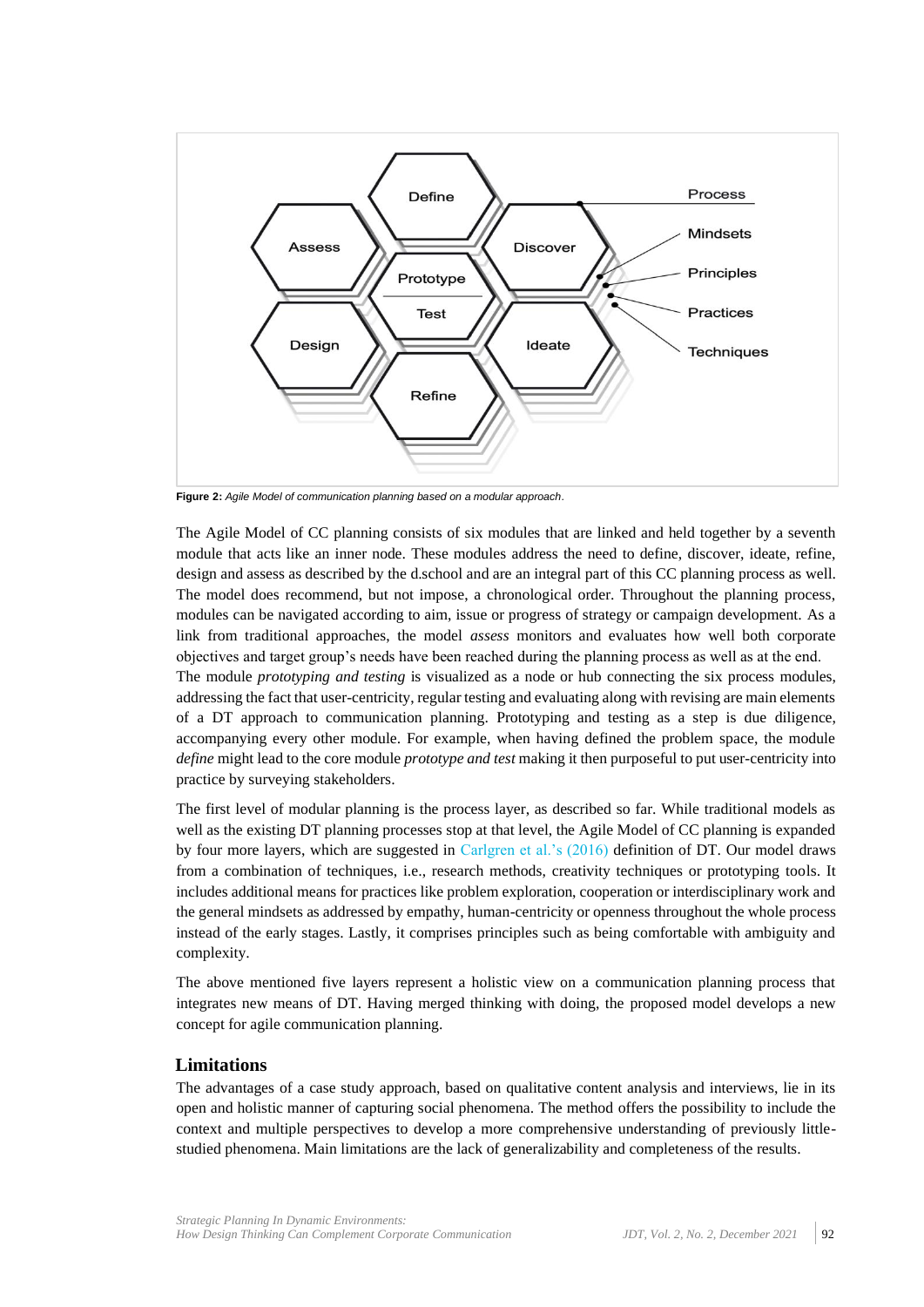**Figure 2:** *Agile Model of communication planning based on a modular approach*.

The Agile Model of CC planning consists of six modules that are linked and held together by a seventh module that acts like an inner node. These modules address the need to define, discover, ideate, refine, design and assess as described by the d.school and are an integral part of this CC planning process as well. The model does recommend, but not impose, a chronological order. Throughout the planning process, modules can be navigated according to aim, issue or progress of strategy or campaign development. As a link from traditional approaches, the model *assess* monitors and evaluates how well both corporate objectives and target group's needs have been reached during the planning process as well as at the end.
The module *prototyping and testing* is visualized as a node or hub connecting the six process modules, addressing the fact that user-centricity, regular testing and evaluating along with revising are main elements of a DT approach to communication planning. Prototyping and testing as a step is due diligence, accompanying every other module. For example, when having defined the problem space, the module *define* might lead to the core module *prototype and test* making it then purposeful to put user-centricity into practice by surveying stakeholders.

The first level of modular planning is the process layer, as described so far. While traditional models as well as the existing DT planning processes stop at that level, the Agile Model of CC planning is expanded by four more layers, which are suggested in Carlgren et al.'s (2016) definition of DT. Our model draws from a combination of techniques, i.e., research methods, creativity techniques or prototyping tools. It includes additional means for practices like problem exploration, cooperation or interdisciplinary work and the general mindsets as addressed by empathy, human-centricity or openness throughout the whole process instead of the early stages. Lastly, it comprises principles such as being comfortable with ambiguity and complexity.

The above mentioned five layers represent a holistic view on a communication planning process that integrates new means of DT. Having merged thinking with doing, the proposed model develops a new concept for agile communication planning.

## Limitations

The advantages of a case study approach, based on qualitative content analysis and interviews, lie in its open and holistic manner of capturing social phenomena. The method offers the possibility to include the context and multiple perspectives to develop a more comprehensive understanding of previously little-studied phenomena. Main limitations are the lack of generalizability and completeness of the results.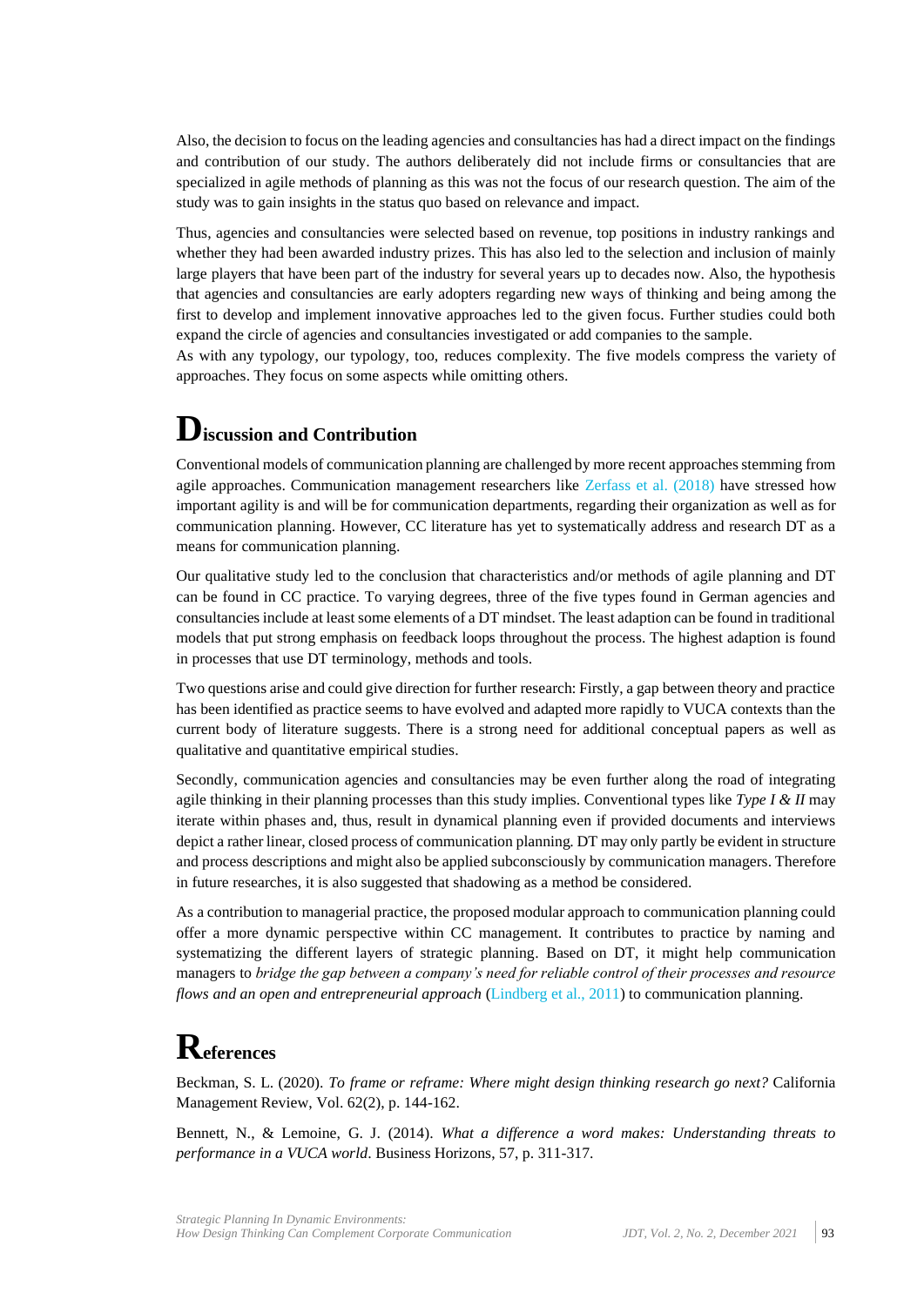Also, the decision to focus on the leading agencies and consultancies has had a direct impact on the findings and contribution of our study. The authors deliberately did not include firms or consultancies that are specialized in agile methods of planning as this was not the focus of our research question. The aim of the study was to gain insights in the status quo based on relevance and impact.

Thus, agencies and consultancies were selected based on revenue, top positions in industry rankings and whether they had been awarded industry prizes. This has also led to the selection and inclusion of mainly large players that have been part of the industry for several years up to decades now. Also, the hypothesis that agencies and consultancies are early adopters regarding new ways of thinking and being among the first to develop and implement innovative approaches led to the given focus. Further studies could both expand the circle of agencies and consultancies investigated or add companies to the sample.

As with any typology, our typology, too, reduces complexity. The five models compress the variety of approaches. They focus on some aspects while omitting others.

# Discussion and Contribution

Conventional models of communication planning are challenged by more recent approaches stemming from agile approaches. Communication management researchers like Zerfass et al. (2018) have stressed how important agility is and will be for communication departments, regarding their organization as well as for communication planning. However, CC literature has yet to systematically address and research DT as a means for communication planning.

Our qualitative study led to the conclusion that characteristics and/or methods of agile planning and DT can be found in CC practice. To varying degrees, three of the five types found in German agencies and consultancies include at least some elements of a DT mindset. The least adaption can be found in traditional models that put strong emphasis on feedback loops throughout the process. The highest adaption is found in processes that use DT terminology, methods and tools.

Two questions arise and could give direction for further research: Firstly, a gap between theory and practice has been identified as practice seems to have evolved and adapted more rapidly to VUCA contexts than the current body of literature suggests. There is a strong need for additional conceptual papers as well as qualitative and quantitative empirical studies.

Secondly, communication agencies and consultancies may be even further along the road of integrating agile thinking in their planning processes than this study implies. Conventional types like *Type I & II* may iterate within phases and, thus, result in dynamical planning even if provided documents and interviews depict a rather linear, closed process of communication planning. DT may only partly be evident in structure and process descriptions and might also be applied subconsciously by communication managers. Therefore in future researches, it is also suggested that shadowing as a method be considered.

As a contribution to managerial practice, the proposed modular approach to communication planning could offer a more dynamic perspective within CC management. It contributes to practice by naming and systematizing the different layers of strategic planning. Based on DT, it might help communication managers to *bridge the gap between a company's need for reliable control of their processes and resource flows and an open and entrepreneurial approach* (Lindberg et al., 2011) to communication planning.

# References

Beckman, S. L. (2020). *To frame or reframe: Where might design thinking research go next?* California Management Review, Vol. 62(2), p. 144-162.

Bennett, N., & Lemoine, G. J. (2014). *What a difference a word makes: Understanding threats to performance in a VUCA world*. Business Horizons, 57, p. 311-317.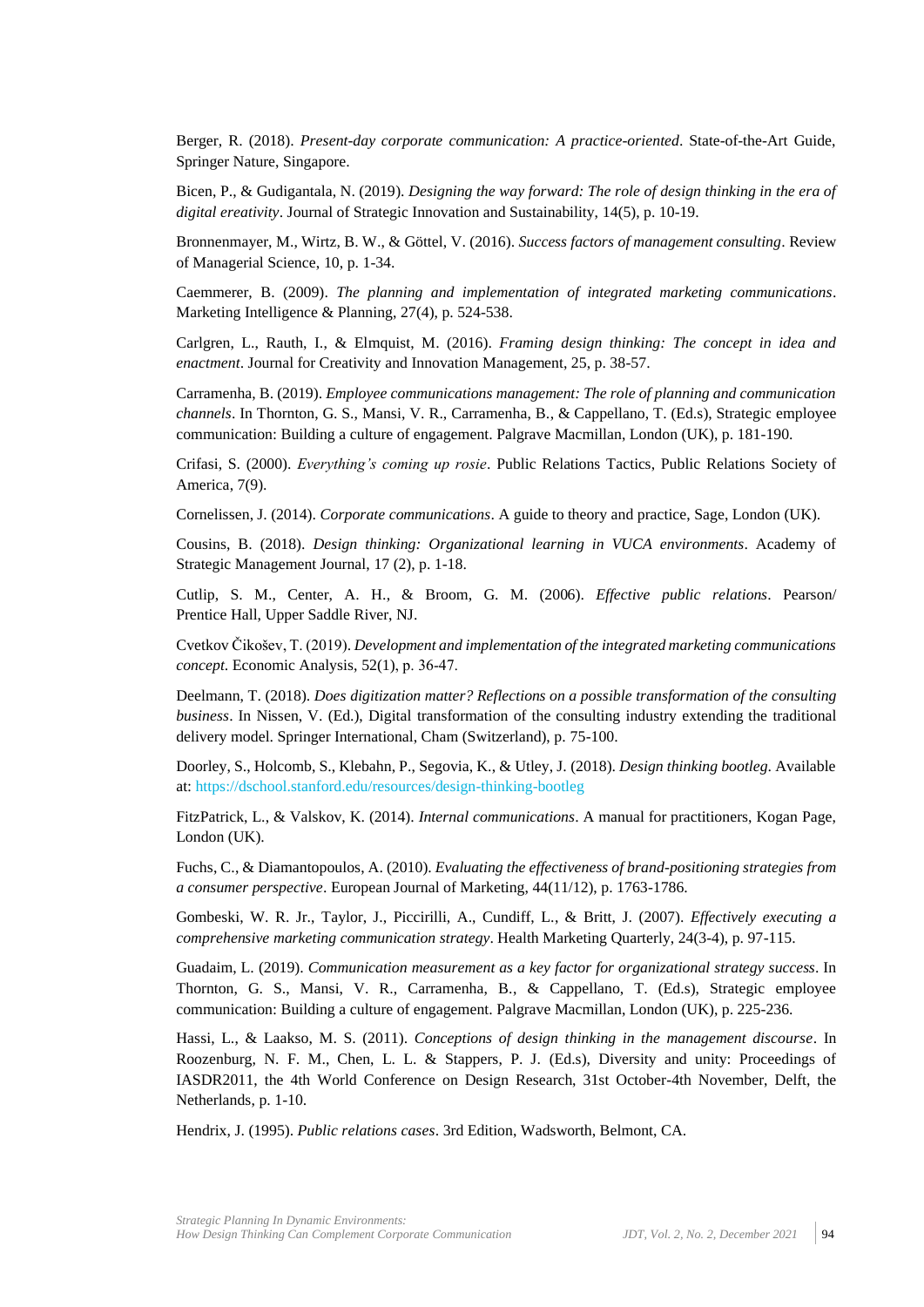Berger, R. (2018). *Present-day corporate communication: A practice-oriented*. State-of-the-Art Guide, Springer Nature, Singapore.

Bicen, P., & Gudigantala, N. (2019). *Designing the way forward: The role of design thinking in the era of digital ereativity*. Journal of Strategic Innovation and Sustainability, 14(5), p. 10-19.

Bronnenmayer, M., Wirtz, B. W., & Göttel, V. (2016). *Success factors of management consulting*. Review of Managerial Science, 10, p. 1-34.

Caemmerer, B. (2009). *The planning and implementation of integrated marketing communications*. Marketing Intelligence & Planning, 27(4), p. 524-538.

Carlgren, L., Rauth, I., & Elmquist, M. (2016). *Framing design thinking: The concept in idea and enactment*. Journal for Creativity and Innovation Management, 25, p. 38-57.

Carramenha, B. (2019). *Employee communications management: The role of planning and communication channels*. In Thornton, G. S., Mansi, V. R., Carramenha, B., & Cappellano, T. (Ed.s), Strategic employee communication: Building a culture of engagement. Palgrave Macmillan, London (UK), p. 181-190.

Crifasi, S. (2000). *Everything's coming up rosie*. Public Relations Tactics, Public Relations Society of America, 7(9).

Cornelissen, J. (2014). *Corporate communications*. A guide to theory and practice, Sage, London (UK).

Cousins, B. (2018). *Design thinking: Organizational learning in VUCA environments*. Academy of Strategic Management Journal, 17 (2), p. 1-18.

Cutlip, S. M., Center, A. H., & Broom, G. M. (2006). *Effective public relations*. Pearson/ Prentice Hall, Upper Saddle River, NJ.

Cvetkov Čikošev, T. (2019). *Development and implementation of the integrated marketing communications concept*. Economic Analysis, 52(1), p. 36-47.

Deelmann, T. (2018). *Does digitization matter? Reflections on a possible transformation of the consulting business*. In Nissen, V. (Ed.), Digital transformation of the consulting industry extending the traditional delivery model. Springer International, Cham (Switzerland), p. 75-100.

Doorley, S., Holcomb, S., Klebahn, P., Segovia, K., & Utley, J. (2018). *Design thinking bootleg*. Available at: https://dschool.stanford.edu/resources/design-thinking-bootleg

FitzPatrick, L., & Valskov, K. (2014). *Internal communications*. A manual for practitioners, Kogan Page, London (UK).

Fuchs, C., & Diamantopoulos, A. (2010). *Evaluating the effectiveness of brand-positioning strategies from a consumer perspective*. European Journal of Marketing, 44(11/12), p. 1763-1786.

Gombeski, W. R. Jr., Taylor, J., Piccirilli, A., Cundiff, L., & Britt, J. (2007). *Effectively executing a comprehensive marketing communication strategy*. Health Marketing Quarterly, 24(3-4), p. 97-115.

Guadaim, L. (2019). *Communication measurement as a key factor for organizational strategy success*. In Thornton, G. S., Mansi, V. R., Carramenha, B., & Cappellano, T. (Ed.s), Strategic employee communication: Building a culture of engagement. Palgrave Macmillan, London (UK), p. 225-236.

Hassi, L., & Laakso, M. S. (2011). *Conceptions of design thinking in the management discourse*. In Roozenburg, N. F. M., Chen, L. L. & Stappers, P. J. (Ed.s), Diversity and unity: Proceedings of IASDR2011, the 4th World Conference on Design Research, 31st October-4th November, Delft, the Netherlands, p. 1-10.

Hendrix, J. (1995). *Public relations cases*. 3rd Edition, Wadsworth, Belmont, CA.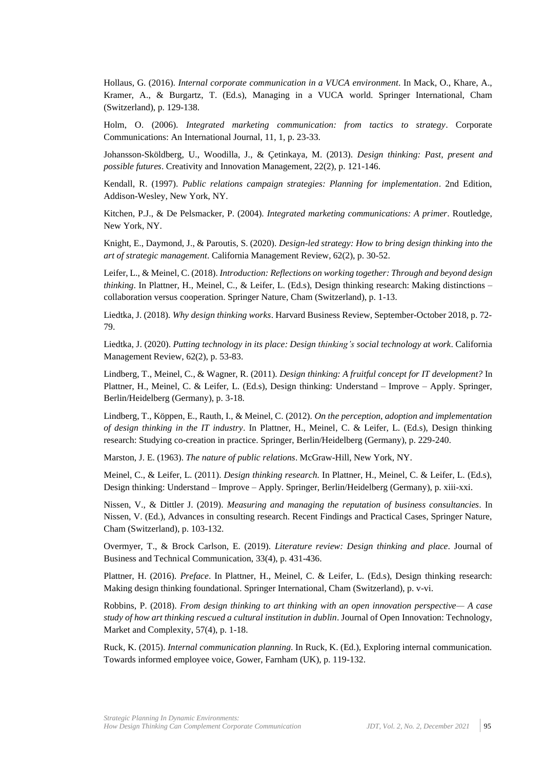Hollaus, G. (2016). *Internal corporate communication in a VUCA environment*. In Mack, O., Khare, A., Kramer, A., & Burgartz, T. (Ed.s), Managing in a VUCA world. Springer International, Cham (Switzerland), p. 129-138.

Holm, O. (2006). *Integrated marketing communication: from tactics to strategy*. Corporate Communications: An International Journal, 11, 1, p. 23-33.

Johansson-Sköldberg, U., Woodilla, J., & Çetinkaya, M. (2013). *Design thinking: Past, present and possible futures*. Creativity and Innovation Management, 22(2), p. 121-146.

Kendall, R. (1997). *Public relations campaign strategies: Planning for implementation*. 2nd Edition, Addison-Wesley, New York, NY.

Kitchen, P.J., & De Pelsmacker, P. (2004). *Integrated marketing communications: A primer*. Routledge, New York, NY.

Knight, E., Daymond, J., & Paroutis, S. (2020). *Design-led strategy: How to bring design thinking into the art of strategic management*. California Management Review, 62(2), p. 30-52.

Leifer, L., & Meinel, C. (2018). *Introduction: Reflections on working together: Through and beyond design thinking*. In Plattner, H., Meinel, C., & Leifer, L. (Ed.s), Design thinking research: Making distinctions – collaboration versus cooperation. Springer Nature, Cham (Switzerland), p. 1-13.

Liedtka, J. (2018). *Why design thinking works*. Harvard Business Review, September-October 2018, p. 72-79.

Liedtka, J. (2020). *Putting technology in its place: Design thinking's social technology at work*. California Management Review, 62(2), p. 53-83.

Lindberg, T., Meinel, C., & Wagner, R. (2011). *Design thinking: A fruitful concept for IT development?* In Plattner, H., Meinel, C. & Leifer, L. (Ed.s), Design thinking: Understand – Improve – Apply. Springer, Berlin/Heidelberg (Germany), p. 3-18.

Lindberg, T., Köppen, E., Rauth, I., & Meinel, C. (2012). *On the perception, adoption and implementation of design thinking in the IT industry*. In Plattner, H., Meinel, C. & Leifer, L. (Ed.s), Design thinking research: Studying co-creation in practice. Springer, Berlin/Heidelberg (Germany), p. 229-240.

Marston, J. E. (1963). *The nature of public relations*. McGraw-Hill, New York, NY.

Meinel, C., & Leifer, L. (2011). *Design thinking research*. In Plattner, H., Meinel, C. & Leifer, L. (Ed.s), Design thinking: Understand – Improve – Apply. Springer, Berlin/Heidelberg (Germany), p. xiii-xxi.

Nissen, V., & Dittler J. (2019). *Measuring and managing the reputation of business consultancies*. In Nissen, V. (Ed.), Advances in consulting research. Recent Findings and Practical Cases, Springer Nature, Cham (Switzerland), p. 103-132.

Overmyer, T., & Brock Carlson, E. (2019). *Literature review: Design thinking and place*. Journal of Business and Technical Communication, 33(4), p. 431-436.

Plattner, H. (2016). *Preface*. In Plattner, H., Meinel, C. & Leifer, L. (Ed.s), Design thinking research: Making design thinking foundational. Springer International, Cham (Switzerland), p. v-vi.

Robbins, P. (2018). *From design thinking to art thinking with an open innovation perspective— A case study of how art thinking rescued a cultural institution in dublin*. Journal of Open Innovation: Technology, Market and Complexity, 57(4), p. 1-18.

Ruck, K. (2015). *Internal communication planning*. In Ruck, K. (Ed.), Exploring internal communication. Towards informed employee voice, Gower, Farnham (UK), p. 119-132.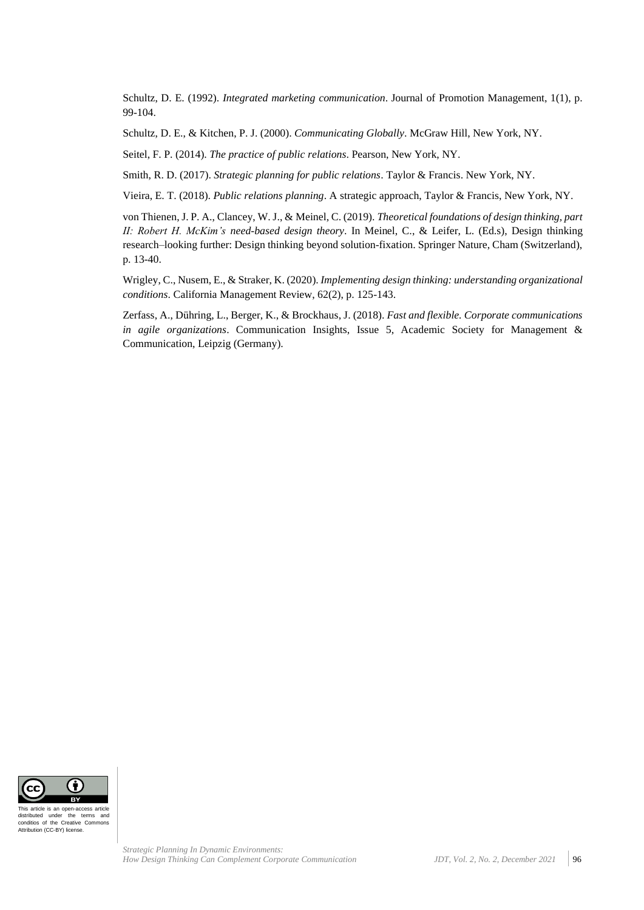Schultz, D. E. (1992). *Integrated marketing communication*. Journal of Promotion Management, 1(1), p. 99-104.

Schultz, D. E., & Kitchen, P. J. (2000). *Communicating Globally*. McGraw Hill, New York, NY.

Seitel, F. P. (2014). *The practice of public relations*. Pearson, New York, NY.

Smith, R. D. (2017). *Strategic planning for public relations*. Taylor & Francis. New York, NY.

Vieira, E. T. (2018). *Public relations planning*. A strategic approach, Taylor & Francis, New York, NY.

von Thienen, J. P. A., Clancey, W. J., & Meinel, C. (2019). *Theoretical foundations of design thinking, part II: Robert H. McKim's need-based design theory*. In Meinel, C., & Leifer, L. (Ed.s), Design thinking research–looking further: Design thinking beyond solution-fixation. Springer Nature, Cham (Switzerland), p. 13-40.

Wrigley, C., Nusem, E., & Straker, K. (2020). *Implementing design thinking: understanding organizational conditions*. California Management Review, 62(2), p. 125-143.

Zerfass, A., Dühring, L., Berger, K., & Brockhaus, J. (2018). *Fast and flexible. Corporate communications in agile organizations*. Communication Insights, Issue 5, Academic Society for Management & Communication, Leipzig (Germany).

This article is an open-access article distributed under the terms and conditios of the Creative Commons Attribution (CC-BY) license.